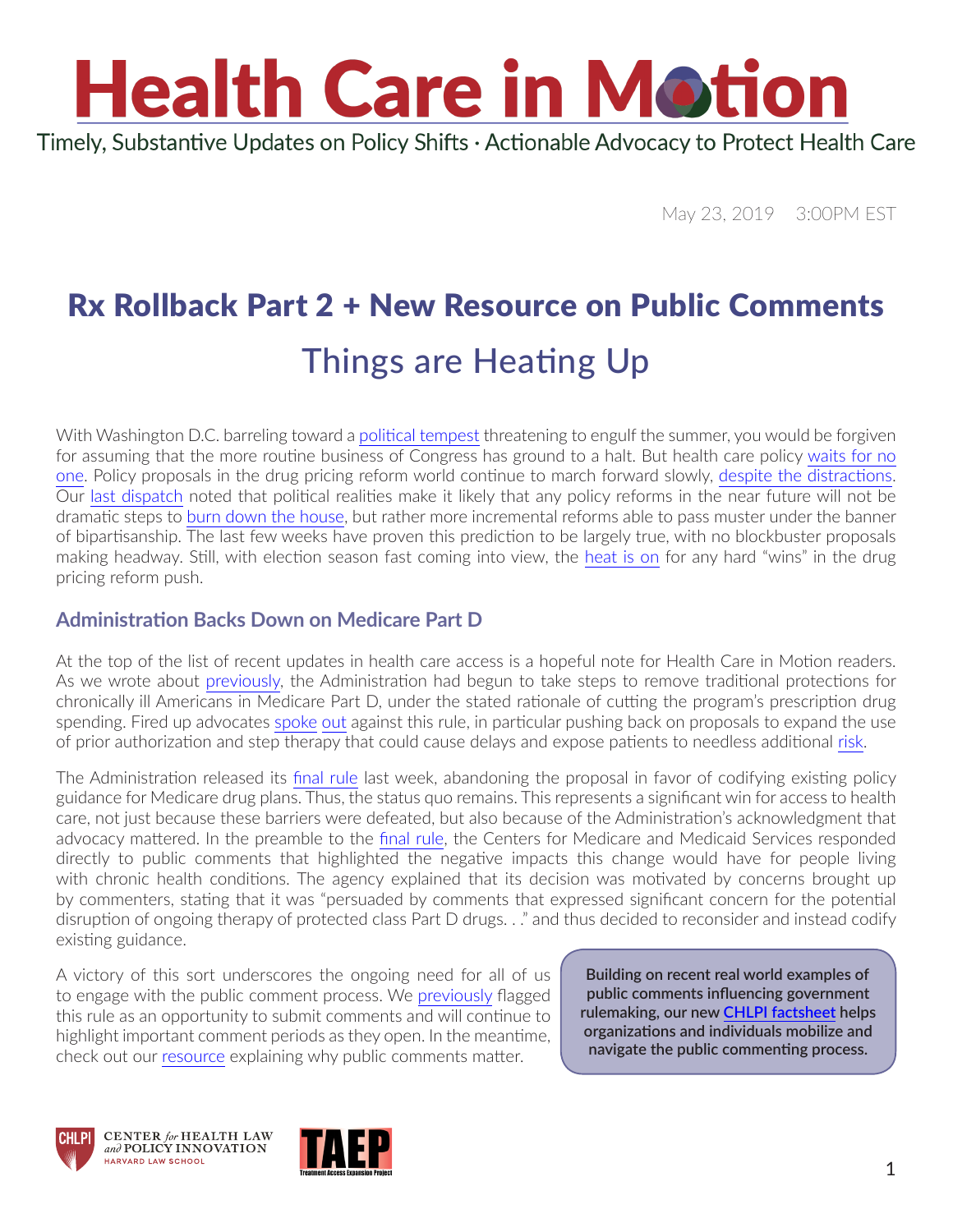# Health Care in Motion

Timely, Substantive Updates on Policy Shifts · Actionable Advocacy to Protect Health Care

May 23, 2019 3:00PM EST

## Rx Rollback Part 2 + New Resource on Public Comments

### Things are Heating Up

With Washington D.C. barreling toward a political tempest threatening to engulf the summer, you would be forgiven for assuming that the more routine business of Congress has ground to a halt. But health care policy waits for no one. Policy proposals in the drug pricing reform world continue to march forward slowly, despite the distractions. Our last dispatch noted that political realities make it likely that any policy reforms in the near future will not be dramatic steps to burn down the house, but rather more incremental reforms able to pass muster under the banner of bipartisanship. The last few weeks have proven this prediction to be largely true, with no blockbuster proposals making headway. Still, with election season fast coming into view, the heat is on for any hard "wins" in the drug pricing reform push.

### Administration Backs Down on Medicare Part D

At the top of the list of recent updates in health care access is a hopeful note for Health Care in Motion readers. As we wrote about previously, the Administration had begun to take steps to remove traditional protections for chronically ill Americans in Medicare Part D, under the stated rationale of cutting the program's prescription drug spending. Fired up advocates spoke out against this rule, in particular pushing back on proposals to expand the use of prior authorization and step therapy that could cause delays and expose patients to needless additional risk.

The Administration released its final rule last week, abandoning the proposal in favor of codifying existing policy guidance for Medicare drug plans. Thus, the status quo remains. This represents a significant win for access to health care, not just because these barriers were defeated, but also because of the Administration's acknowledgment that advocacy mattered. In the preamble to the final rule, the Centers for Medicare and Medicaid Services responded directly to public comments that highlighted the negative impacts this change would have for people living with chronic health conditions. The agency explained that its decision was motivated by concerns brought up by commenters, stating that it was "persuaded by comments that expressed significant concern for the potential disruption of ongoing therapy of protected class Part D drugs. . ." and thus decided to reconsider and instead codify existing guidance.

A victory of this sort underscores the ongoing need for all of us to engage with the public comment process. We previously flagged this rule as an opportunity to submit comments and will continue to highlight important comment periods as they open. In the meantime, check out our resource explaining why public comments matter.

**Building on recent real world examples of public comments influencing government rulemaking, our new CHLPI factsheet helps organizations and individuals mobilize and navigate the public commenting process.**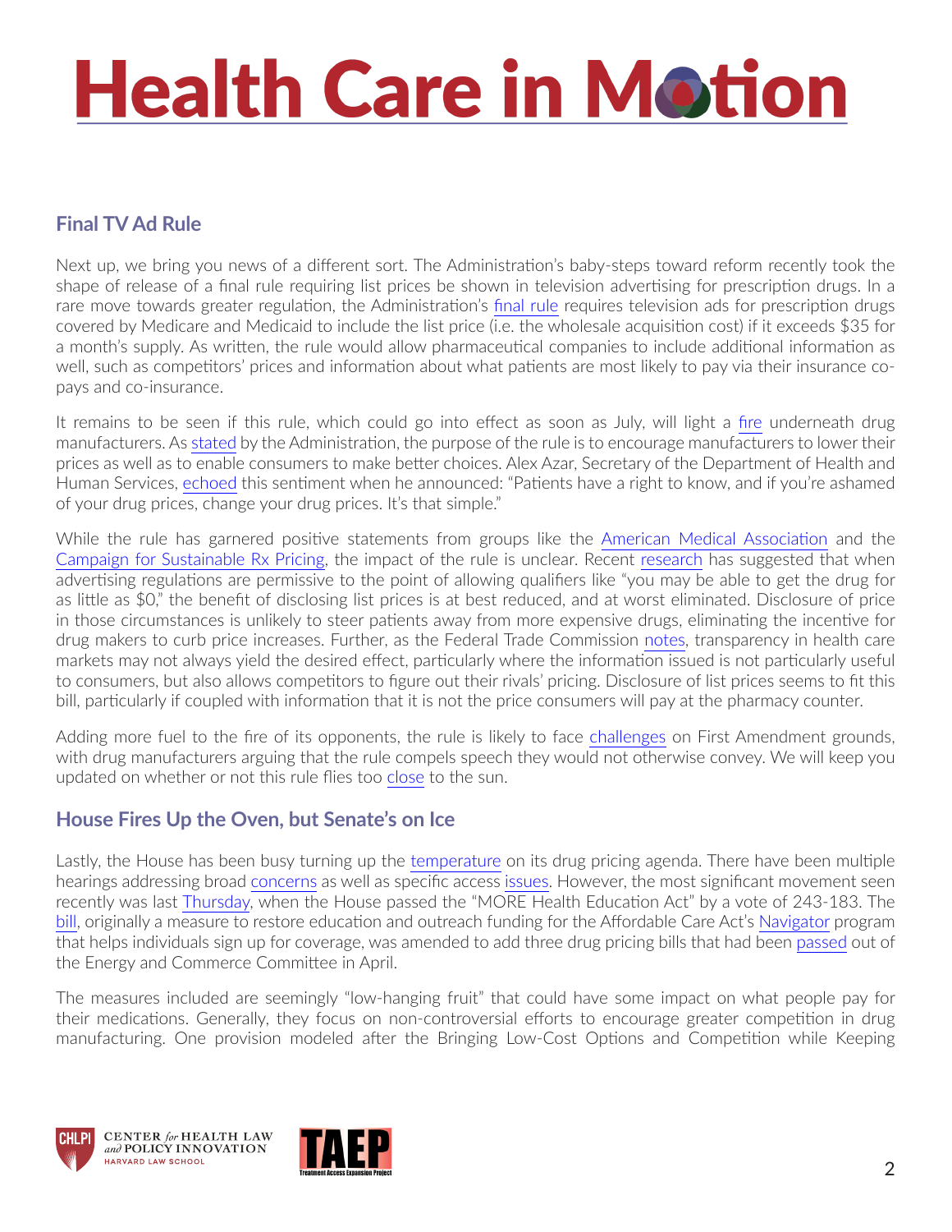## Final TV Ad Rule

Next up, we bring you news of a different sort. The Administration's baby-steps toward reform recently took the shape of release of a final rule requiring list prices be shown in television advertising for prescription drugs. In a rare move towards greater regulation, the Administration's final rule requires television ads for prescription drugs covered by Medicare and Medicaid to include the list price (i.e. the wholesale acquisition cost) if it exceeds $35 for a month's supply. As written, the rule would allow pharmaceutical companies to include additional information as well, such as competitors' prices and information about what patients are most likely to pay via their insurance co-pays and co-insurance.

It remains to be seen if this rule, which could go into effect as soon as July, will light a fire underneath drug manufacturers. As stated by the Administration, the purpose of the rule is to encourage manufacturers to lower their prices as well as to enable consumers to make better choices. Alex Azar, Secretary of the Department of Health and Human Services, echoed this sentiment when he announced: "Patients have a right to know, and if you're ashamed of your drug prices, change your drug prices. It's that simple."

While the rule has garnered positive statements from groups like the American Medical Association and the Campaign for Sustainable Rx Pricing, the impact of the rule is unclear. Recent research has suggested that when advertising regulations are permissive to the point of allowing qualifiers like "you may be able to get the drug for as little as $0," the benefit of disclosing list prices is at best reduced, and at worst eliminated. Disclosure of price in those circumstances is unlikely to steer patients away from more expensive drugs, eliminating the incentive for drug makers to curb price increases. Further, as the Federal Trade Commission notes, transparency in health care markets may not always yield the desired effect, particularly where the information issued is not particularly useful to consumers, but also allows competitors to figure out their rivals' pricing. Disclosure of list prices seems to fit this bill, particularly if coupled with information that it is not the price consumers will pay at the pharmacy counter.

Adding more fuel to the fire of its opponents, the rule is likely to face challenges on First Amendment grounds, with drug manufacturers arguing that the rule compels speech they would not otherwise convey. We will keep you updated on whether or not this rule flies too close to the sun.

## House Fires Up the Oven, but Senate's on Ice

Lastly, the House has been busy turning up the temperature on its drug pricing agenda. There have been multiple hearings addressing broad concerns as well as specific access issues. However, the most significant movement seen recently was last Thursday, when the House passed the "MORE Health Education Act" by a vote of 243-183. The bill, originally a measure to restore education and outreach funding for the Affordable Care Act's Navigator program that helps individuals sign up for coverage, was amended to add three drug pricing bills that had been passed out of the Energy and Commerce Committee in April.

The measures included are seemingly "low-hanging fruit" that could have some impact on what people pay for their medications. Generally, they focus on non-controversial efforts to encourage greater competition in drug manufacturing. One provision modeled after the Bringing Low-Cost Options and Competition while Keeping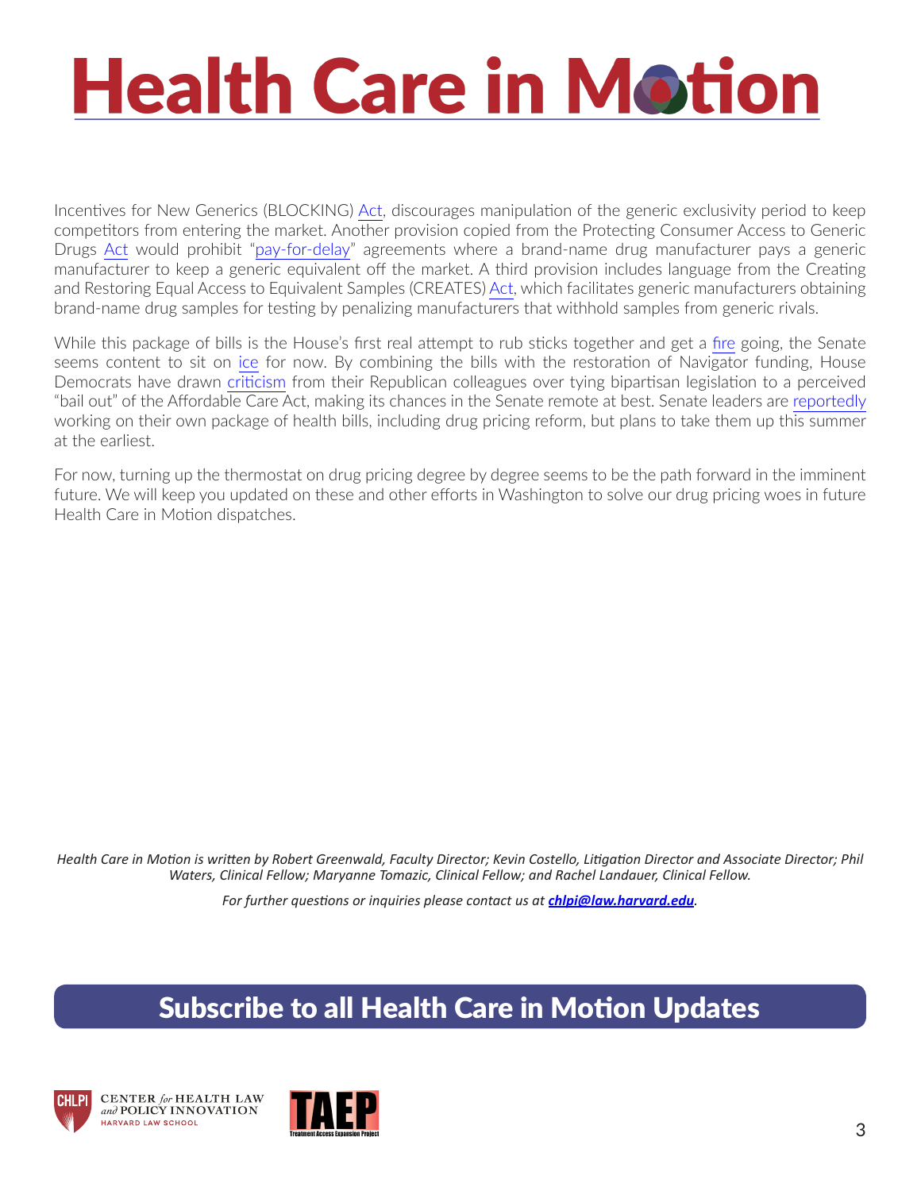# Health Care in Motion

Incentives for New Generics (BLOCKING) Act, discourages manipulation of the generic exclusivity period to keep competitors from entering the market. Another provision copied from the Protecting Consumer Access to Generic Drugs Act would prohibit "pay-for-delay" agreements where a brand-name drug manufacturer pays a generic manufacturer to keep a generic equivalent off the market. A third provision includes language from the Creating and Restoring Equal Access to Equivalent Samples (CREATES) Act, which facilitates generic manufacturers obtaining brand-name drug samples for testing by penalizing manufacturers that withhold samples from generic rivals.

While this package of bills is the House's first real attempt to rub sticks together and get a fire going, the Senate seems content to sit on ice for now. By combining the bills with the restoration of Navigator funding, House Democrats have drawn criticism from their Republican colleagues over tying bipartisan legislation to a perceived "bail out" of the Affordable Care Act, making its chances in the Senate remote at best. Senate leaders are reportedly working on their own package of health bills, including drug pricing reform, but plans to take them up this summer at the earliest.

For now, turning up the thermostat on drug pricing degree by degree seems to be the path forward in the imminent future. We will keep you updated on these and other efforts in Washington to solve our drug pricing woes in future Health Care in Motion dispatches.

*Health Care in Motion is written by Robert Greenwald, Faculty Director; Kevin Costello, Litigation Director and Associate Director; Phil Waters, Clinical Fellow; Maryanne Tomazic, Clinical Fellow; and Rachel Landauer, Clinical Fellow.*

*For further questions or inquiries please contact us at* ***chlpi@law.harvard.edu****.*

**Subscribe to all Health Care in Motion Updates**

CHLPI CENTER *for* HEALTH LAW *and* POLICY INNOVATION HARVARD LAW SCHOOL

TAEP Treatment Access Expansion Project